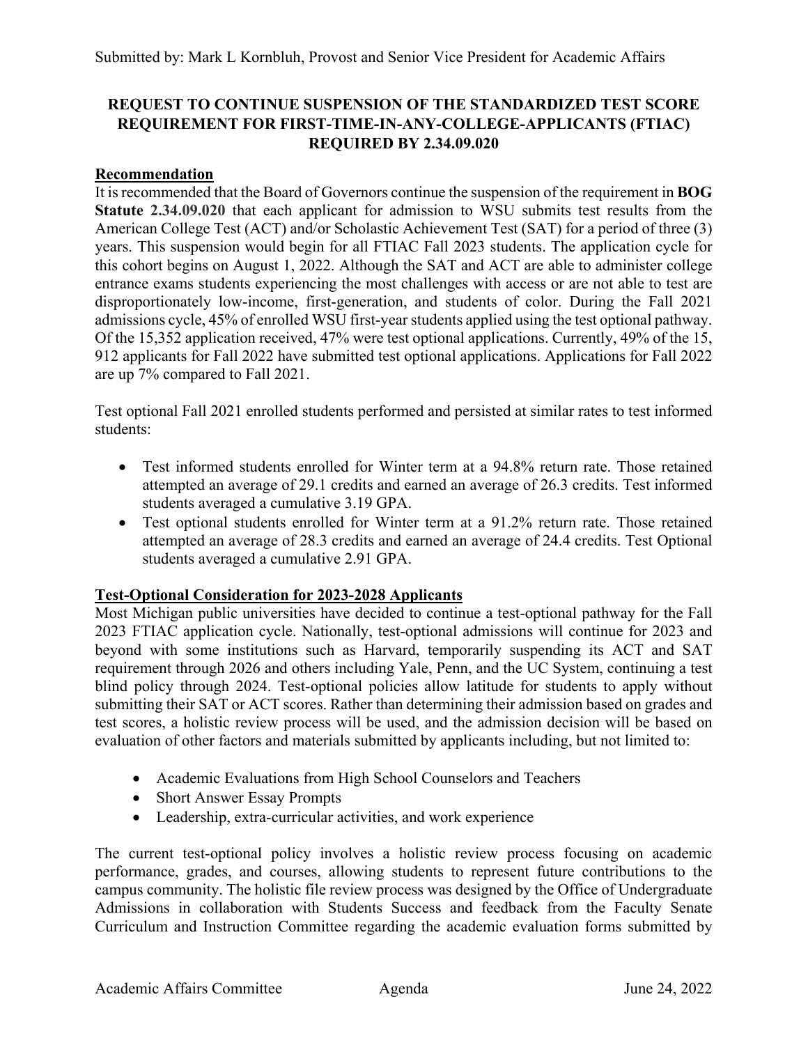Submitted by: Mark L Kornbluh, Provost and Senior Vice President for Academic Affairs

# REQUEST TO CONTINUE SUSPENSION OF THE STANDARDIZED TEST SCORE REQUIREMENT FOR FIRST-TIME-IN-ANY-COLLEGE-APPLICANTS (FTIAC) REQUIRED BY 2.34.09.020

## Recommendation

It is recommended that the Board of Governors continue the suspension of the requirement in **BOG Statute 2.34.09.020** that each applicant for admission to WSU submits test results from the American College Test (ACT) and/or Scholastic Achievement Test (SAT) for a period of three (3) years. This suspension would begin for all FTIAC Fall 2023 students. The application cycle for this cohort begins on August 1, 2022. Although the SAT and ACT are able to administer college entrance exams students experiencing the most challenges with access or are not able to test are disproportionately low-income, first-generation, and students of color. During the Fall 2021 admissions cycle, 45% of enrolled WSU first-year students applied using the test optional pathway. Of the 15,352 application received, 47% were test optional applications. Currently, 49% of the 15, 912 applicants for Fall 2022 have submitted test optional applications. Applications for Fall 2022 are up 7% compared to Fall 2021.

Test optional Fall 2021 enrolled students performed and persisted at similar rates to test informed students:

- Test informed students enrolled for Winter term at a 94.8% return rate. Those retained attempted an average of 29.1 credits and earned an average of 26.3 credits. Test informed students averaged a cumulative 3.19 GPA.
- Test optional students enrolled for Winter term at a 91.2% return rate. Those retained attempted an average of 28.3 credits and earned an average of 24.4 credits. Test Optional students averaged a cumulative 2.91 GPA.

## Test-Optional Consideration for 2023-2028 Applicants

Most Michigan public universities have decided to continue a test-optional pathway for the Fall 2023 FTIAC application cycle. Nationally, test-optional admissions will continue for 2023 and beyond with some institutions such as Harvard, temporarily suspending its ACT and SAT requirement through 2026 and others including Yale, Penn, and the UC System, continuing a test blind policy through 2024. Test-optional policies allow latitude for students to apply without submitting their SAT or ACT scores. Rather than determining their admission based on grades and test scores, a holistic review process will be used, and the admission decision will be based on evaluation of other factors and materials submitted by applicants including, but not limited to:

- Academic Evaluations from High School Counselors and Teachers
- Short Answer Essay Prompts
- Leadership, extra-curricular activities, and work experience

The current test-optional policy involves a holistic review process focusing on academic performance, grades, and courses, allowing students to represent future contributions to the campus community. The holistic file review process was designed by the Office of Undergraduate Admissions in collaboration with Students Success and feedback from the Faculty Senate Curriculum and Instruction Committee regarding the academic evaluation forms submitted by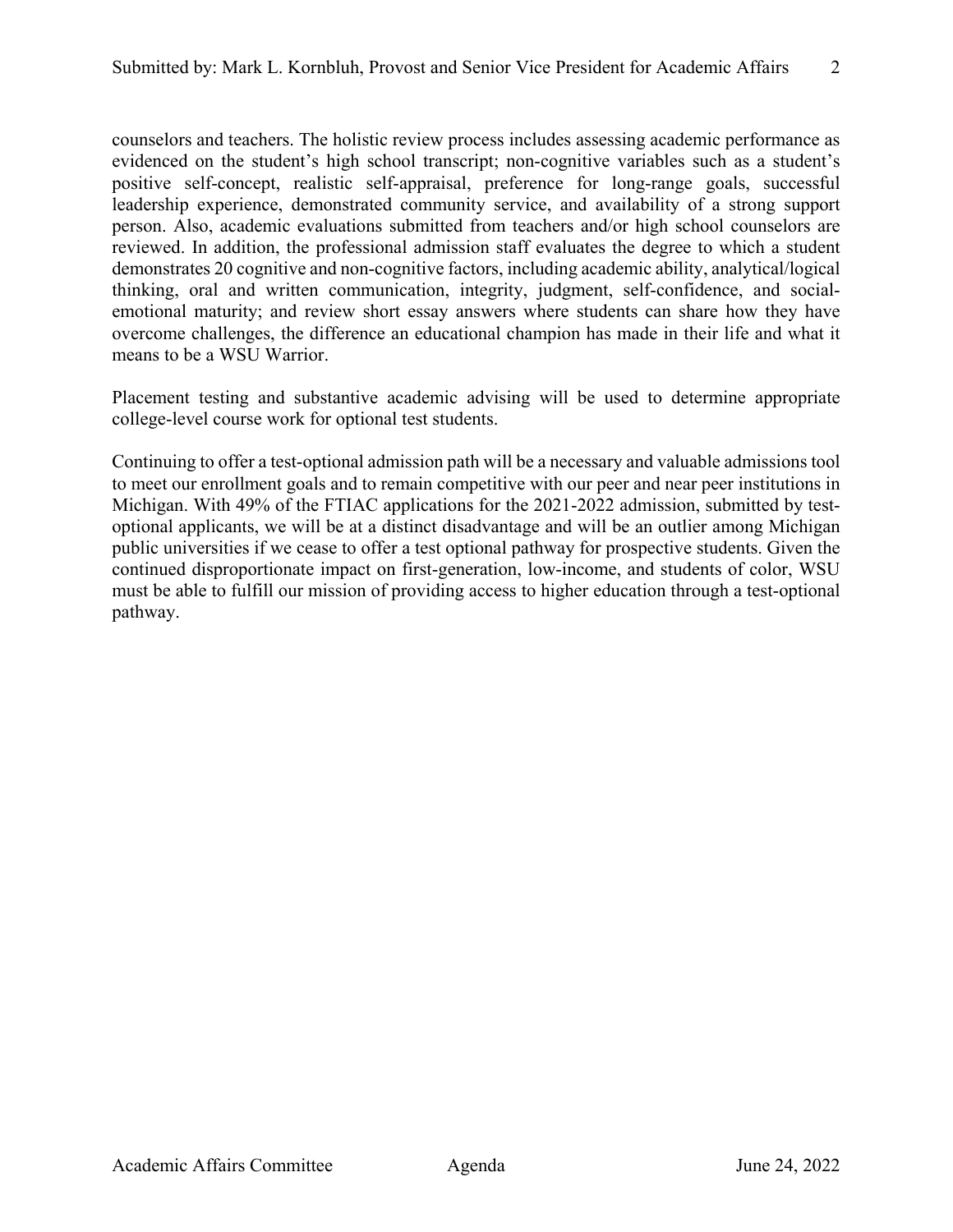counselors and teachers. The holistic review process includes assessing academic performance as evidenced on the student's high school transcript; non-cognitive variables such as a student's positive self-concept, realistic self-appraisal, preference for long-range goals, successful leadership experience, demonstrated community service, and availability of a strong support person. Also, academic evaluations submitted from teachers and/or high school counselors are reviewed. In addition, the professional admission staff evaluates the degree to which a student demonstrates 20 cognitive and non-cognitive factors, including academic ability, analytical/logical thinking, oral and written communication, integrity, judgment, self-confidence, and social-emotional maturity; and review short essay answers where students can share how they have overcome challenges, the difference an educational champion has made in their life and what it means to be a WSU Warrior.

Placement testing and substantive academic advising will be used to determine appropriate college-level course work for optional test students.

Continuing to offer a test-optional admission path will be a necessary and valuable admissions tool to meet our enrollment goals and to remain competitive with our peer and near peer institutions in Michigan. With 49% of the FTIAC applications for the 2021-2022 admission, submitted by test-optional applicants, we will be at a distinct disadvantage and will be an outlier among Michigan public universities if we cease to offer a test optional pathway for prospective students. Given the continued disproportionate impact on first-generation, low-income, and students of color, WSU must be able to fulfill our mission of providing access to higher education through a test-optional pathway.